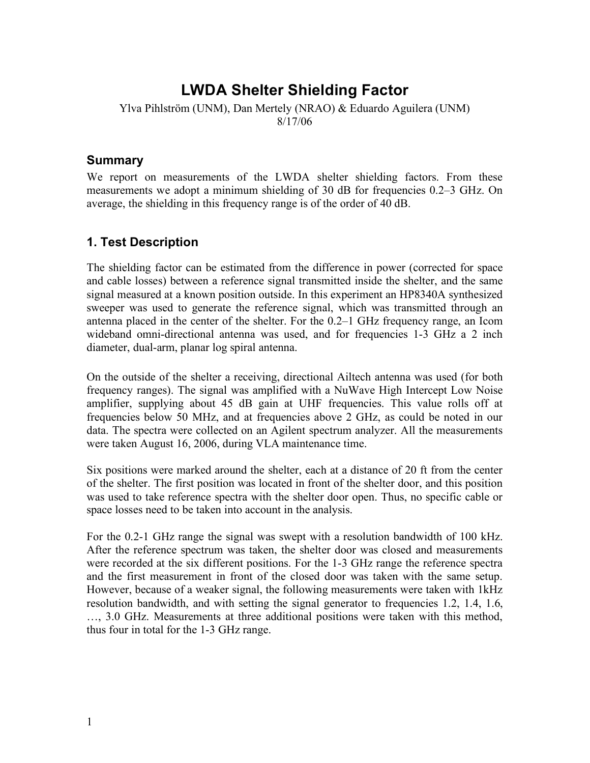# LWDA Shelter Shielding Factor

Ylva Pihlström (UNM), Dan Mertely (NRAO) & Eduardo Aguilera (UNM)

8/17/06

## Summary

We report on measurements of the LWDA shelter shielding factors. From these measurements we adopt a minimum shielding of 30 dB for frequencies 0.2–3 GHz. On average, the shielding in this frequency range is of the order of 40 dB.

## 1. Test Description

The shielding factor can be estimated from the difference in power (corrected for space and cable losses) between a reference signal transmitted inside the shelter, and the same signal measured at a known position outside. In this experiment an HP8340A synthesized sweeper was used to generate the reference signal, which was transmitted through an antenna placed in the center of the shelter. For the 0.2–1 GHz frequency range, an Icom wideband omni-directional antenna was used, and for frequencies 1-3 GHz a 2 inch diameter, dual-arm, planar log spiral antenna.

On the outside of the shelter a receiving, directional Ailtech antenna was used (for both frequency ranges). The signal was amplified with a NuWave High Intercept Low Noise amplifier, supplying about 45 dB gain at UHF frequencies. This value rolls off at frequencies below 50 MHz, and at frequencies above 2 GHz, as could be noted in our data. The spectra were collected on an Agilent spectrum analyzer. All the measurements were taken August 16, 2006, during VLA maintenance time.

Six positions were marked around the shelter, each at a distance of 20 ft from the center of the shelter. The first position was located in front of the shelter door, and this position was used to take reference spectra with the shelter door open. Thus, no specific cable or space losses need to be taken into account in the analysis.

For the 0.2-1 GHz range the signal was swept with a resolution bandwidth of 100 kHz. After the reference spectrum was taken, the shelter door was closed and measurements were recorded at the six different positions. For the 1-3 GHz range the reference spectra and the first measurement in front of the closed door was taken with the same setup. However, because of a weaker signal, the following measurements were taken with 1kHz resolution bandwidth, and with setting the signal generator to frequencies 1.2, 1.4, 1.6, …, 3.0 GHz. Measurements at three additional positions were taken with this method, thus four in total for the 1-3 GHz range.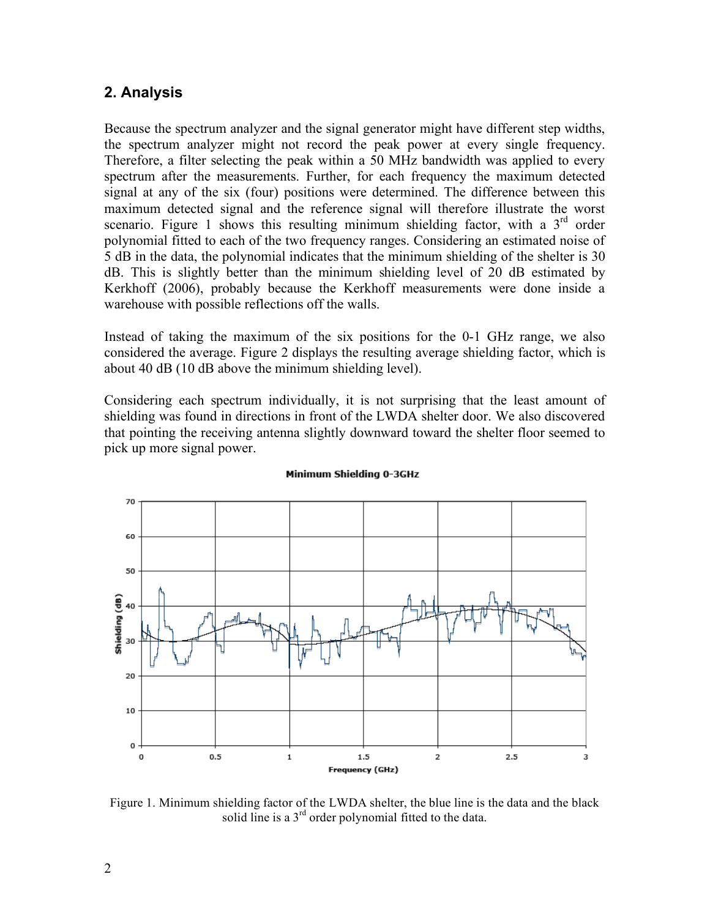## 2. Analysis

Because the spectrum analyzer and the signal generator might have different step widths, the spectrum analyzer might not record the peak power at every single frequency. Therefore, a filter selecting the peak within a 50 MHz bandwidth was applied to every spectrum after the measurements. Further, for each frequency the maximum detected signal at any of the six (four) positions were determined. The difference between this maximum detected signal and the reference signal will therefore illustrate the worst scenario. Figure 1 shows this resulting minimum shielding factor, with a 3rd order polynomial fitted to each of the two frequency ranges. Considering an estimated noise of 5 dB in the data, the polynomial indicates that the minimum shielding of the shelter is 30 dB. This is slightly better than the minimum shielding level of 20 dB estimated by Kerkhoff (2006), probably because the Kerkhoff measurements were done inside a warehouse with possible reflections off the walls.

Instead of taking the maximum of the six positions for the 0-1 GHz range, we also considered the average. Figure 2 displays the resulting average shielding factor, which is about 40 dB (10 dB above the minimum shielding level).

Considering each spectrum individually, it is not surprising that the least amount of shielding was found in directions in front of the LWDA shelter door. We also discovered that pointing the receiving antenna slightly downward toward the shelter floor seemed to pick up more signal power.

Figure 1. Minimum shielding factor of the LWDA shelter, the blue line is the data and the black solid line is a 3rd order polynomial fitted to the data.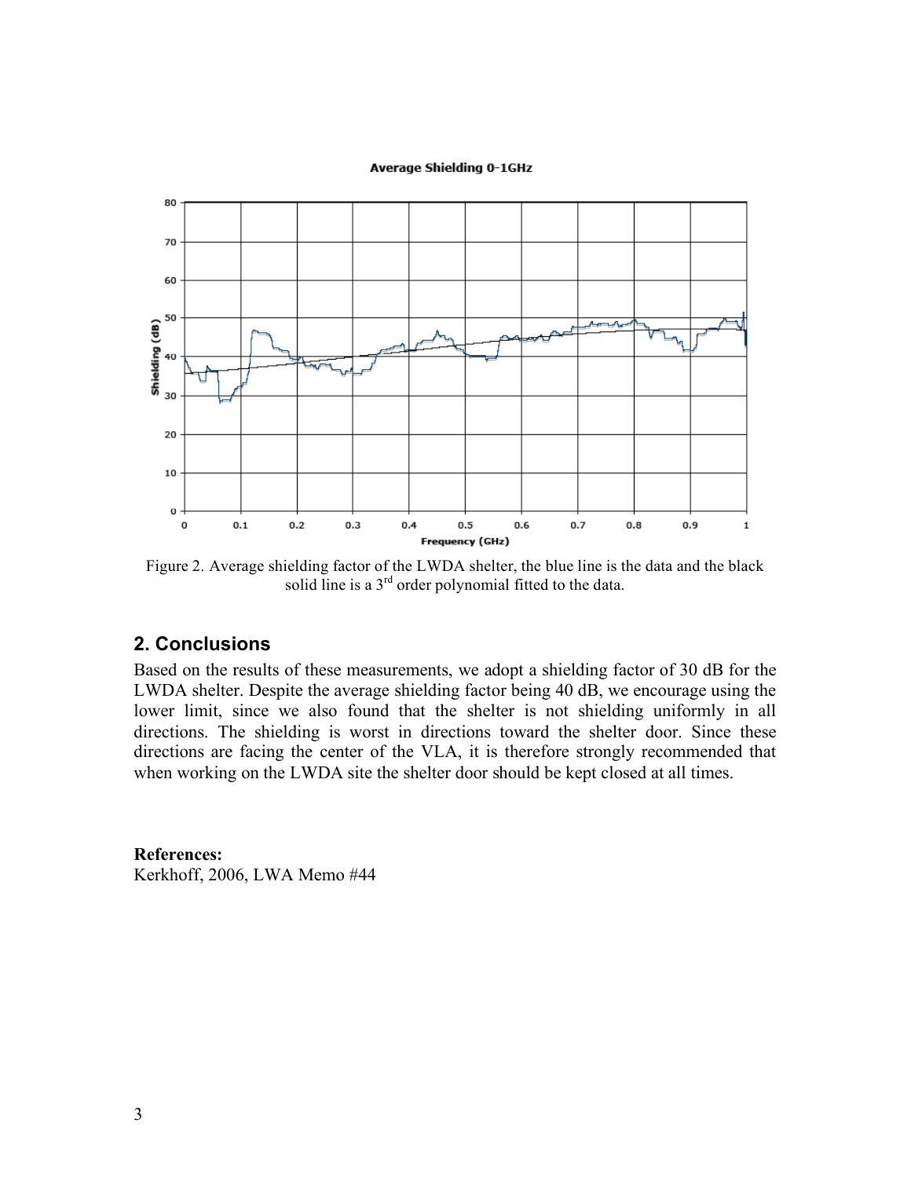Average Shielding 0-1GHz

Shielding (dB)

80
70
60
50
40
30
20
10
0

0
0.1
0.2
0.3
0.4
0.5
0.6
0.7
0.8
0.9
1

Frequency (GHz)

Figure 2. Average shielding factor of the LWDA shelter, the blue line is the data and the black solid line is a 3rd order polynomial fitted to the data.

## 2. Conclusions

Based on the results of these measurements, we adopt a shielding factor of 30 dB for the LWDA shelter. Despite the average shielding factor being 40 dB, we encourage using the lower limit, since we also found that the shelter is not shielding uniformly in all directions. The shielding is worst in directions toward the shelter door. Since these directions are facing the center of the VLA, it is therefore strongly recommended that when working on the LWDA site the shelter door should be kept closed at all times.

**References:**

Kerkhoff, 2006, LWA Memo #44